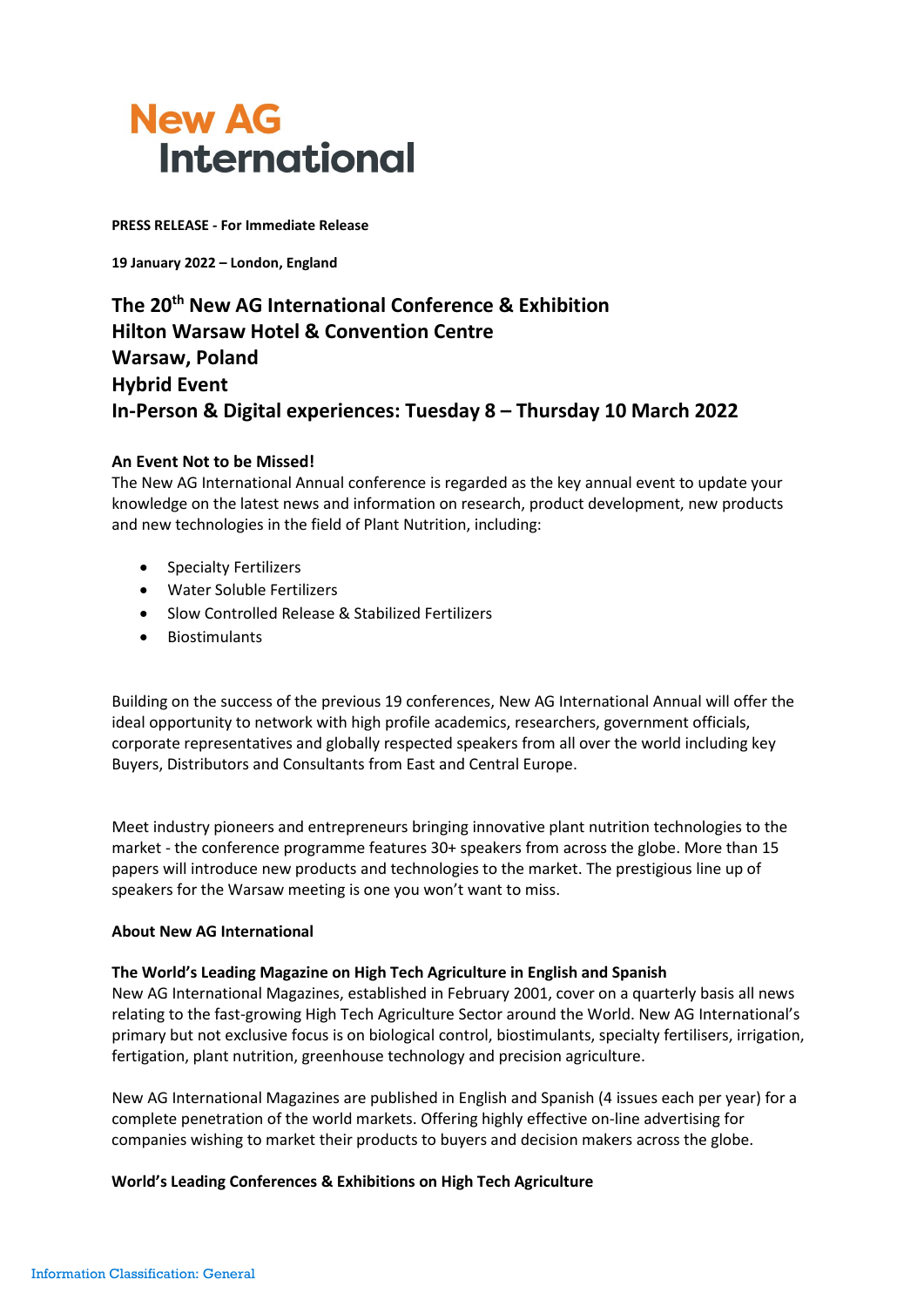# New AG International

**PRESS RELEASE - For Immediate Release**

**19 January 2022 – London, England**

## The 20th New AG International Conference & Exhibition
## Hilton Warsaw Hotel & Convention Centre
## Warsaw, Poland
## Hybrid Event
## In-Person & Digital experiences: Tuesday 8 – Thursday 10 March 2022

**An Event Not to be Missed!**

The New AG International Annual conference is regarded as the key annual event to update your knowledge on the latest news and information on research, product development, new products and new technologies in the field of Plant Nutrition, including:

- Specialty Fertilizers
- Water Soluble Fertilizers
- Slow Controlled Release & Stabilized Fertilizers
- Biostimulants

Building on the success of the previous 19 conferences, New AG International Annual will offer the ideal opportunity to network with high profile academics, researchers, government officials, corporate representatives and globally respected speakers from all over the world including key Buyers, Distributors and Consultants from East and Central Europe.

Meet industry pioneers and entrepreneurs bringing innovative plant nutrition technologies to the market - the conference programme features 30+ speakers from across the globe. More than 15 papers will introduce new products and technologies to the market. The prestigious line up of speakers for the Warsaw meeting is one you won't want to miss.

**About New AG International**

**The World's Leading Magazine on High Tech Agriculture in English and Spanish**

New AG International Magazines, established in February 2001, cover on a quarterly basis all news relating to the fast-growing High Tech Agriculture Sector around the World. New AG International's primary but not exclusive focus is on biological control, biostimulants, specialty fertilisers, irrigation, fertigation, plant nutrition, greenhouse technology and precision agriculture.

New AG International Magazines are published in English and Spanish (4 issues each per year) for a complete penetration of the world markets. Offering highly effective on-line advertising for companies wishing to market their products to buyers and decision makers across the globe.

**World's Leading Conferences & Exhibitions on High Tech Agriculture**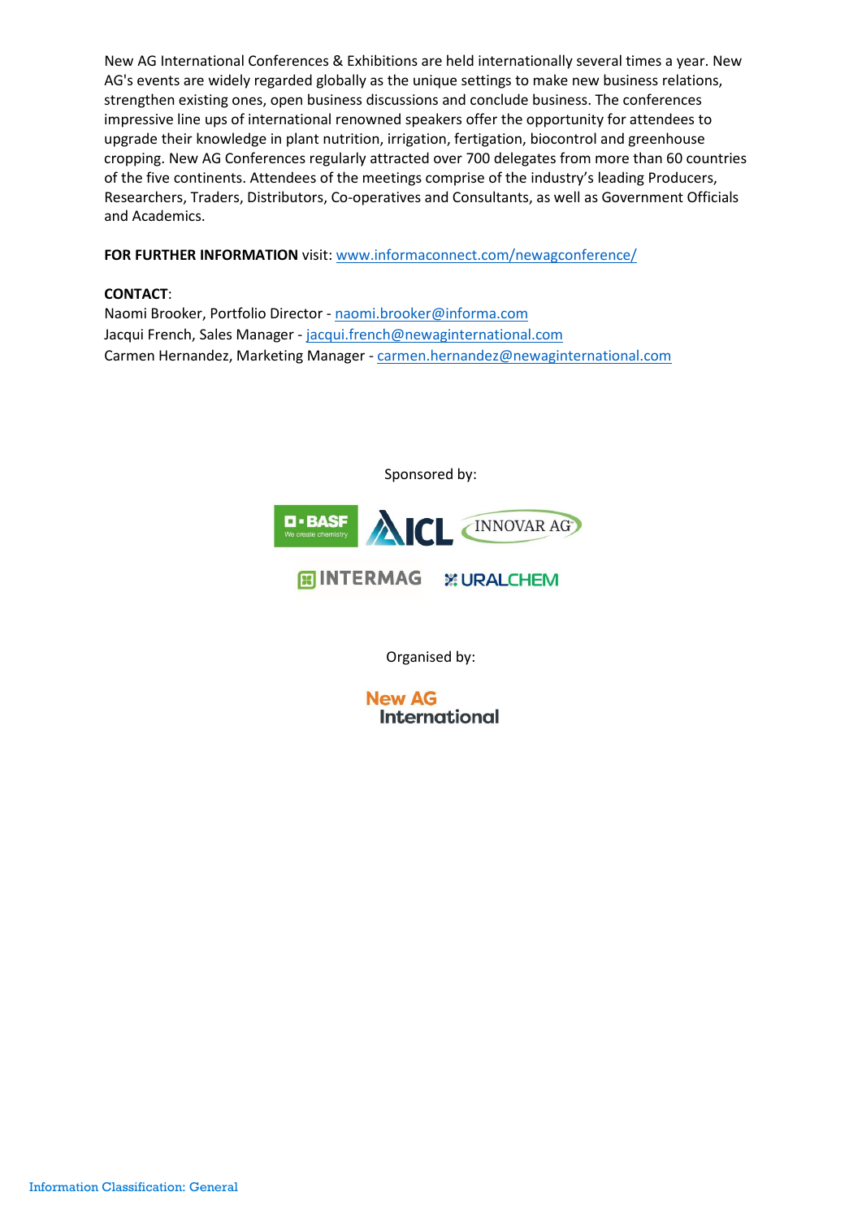New AG International Conferences & Exhibitions are held internationally several times a year. New AG's events are widely regarded globally as the unique settings to make new business relations, strengthen existing ones, open business discussions and conclude business. The conferences impressive line ups of international renowned speakers offer the opportunity for attendees to upgrade their knowledge in plant nutrition, irrigation, fertigation, biocontrol and greenhouse cropping. New AG Conferences regularly attracted over 700 delegates from more than 60 countries of the five continents. Attendees of the meetings comprise of the industry's leading Producers, Researchers, Traders, Distributors, Co-operatives and Consultants, as well as Government Officials and Academics.

**FOR FURTHER INFORMATION** visit: www.informaconnect.com/newagconference/

**CONTACT**:
Naomi Brooker, Portfolio Director - naomi.brooker@informa.com
Jacqui French, Sales Manager - jacqui.french@newaginternational.com
Carmen Hernandez, Marketing Manager - carmen.hernandez@newaginternational.com

Sponsored by:

BASF We create chemistry
ICL
INNOVAR AG
INTERMAG
URALCHEM

Organised by:

New AG International

Information Classification: General